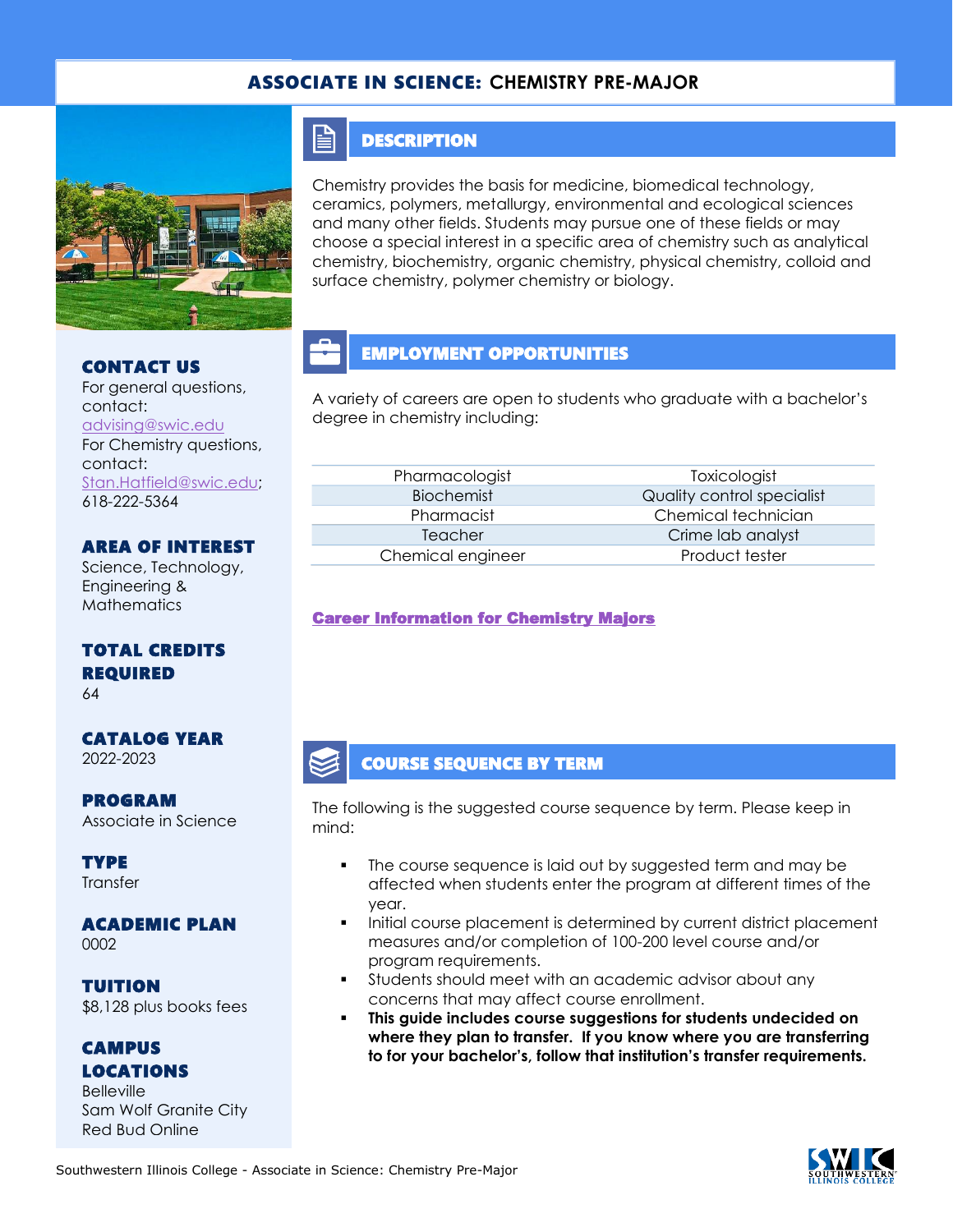# ASSOCIATE IN SCIENCE: CHEMISTRY PRE-MAJOR

## CONTACT US

For general questions, contact: advising@swic.edu

For Chemistry questions, contact: Stan.Hatfield@swic.edu; 618-222-5364

## AREA OF INTEREST

Science, Technology, Engineering & Mathematics

## TOTAL CREDITS REQUIRED

64

## CATALOG YEAR

2022-2023

## PROGRAM

Associate in Science

## TYPE

Transfer

## ACADEMIC PLAN

0002

## TUITION

$8,128 plus books fees

## CAMPUS LOCATIONS

Belleville
Sam Wolf Granite City
Red Bud Online

## DESCRIPTION

Chemistry provides the basis for medicine, biomedical technology, ceramics, polymers, metallurgy, environmental and ecological sciences and many other fields. Students may pursue one of these fields or may choose a special interest in a specific area of chemistry such as analytical chemistry, biochemistry, organic chemistry, physical chemistry, colloid and surface chemistry, polymer chemistry or biology.

## EMPLOYMENT OPPORTUNITIES

A variety of careers are open to students who graduate with a bachelor's degree in chemistry including:

| | |
|---|---|
| Pharmacologist | Toxicologist |
| Biochemist | Quality control specialist |
| Pharmacist | Chemical technician |
| Teacher | Crime lab analyst |
| Chemical engineer | Product tester |

**Career Information for Chemistry Majors**

## COURSE SEQUENCE BY TERM

The following is the suggested course sequence by term. Please keep in mind:

- The course sequence is laid out by suggested term and may be affected when students enter the program at different times of the year.
- Initial course placement is determined by current district placement measures and/or completion of 100-200 level course and/or program requirements.
- Students should meet with an academic advisor about any concerns that may affect course enrollment.
- **This guide includes course suggestions for students undecided on where they plan to transfer. If you know where you are transferring to for your bachelor's, follow that institution's transfer requirements.**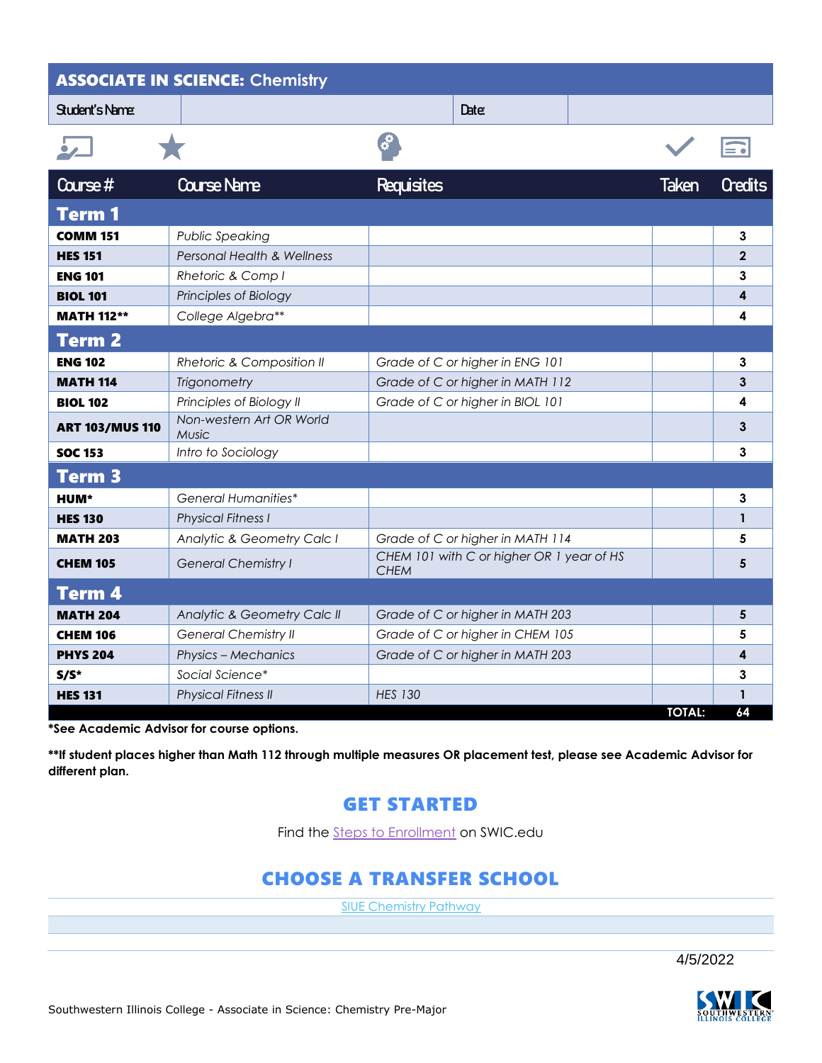# ASSOCIATE IN SCIENCE: Chemistry

| Student's Name: | | Date: | |
|---|---|---|---|

| Course # | Course Name | Requisites | Taken | Credits |
|---|---|---|---|---|
| **Term 1** | | | | |
| **COMM 151** | *Public Speaking* | | | **3** |
| **HES 151** | *Personal Health & Wellness* | | | **2** |
| **ENG 101** | *Rhetoric & Comp I* | | | **3** |
| **BIOL 101** | *Principles of Biology* | | | **4** |
| **MATH 112**** | *College Algebra*** | | | **4** |
| **Term 2** | | | | |
| **ENG 102** | *Rhetoric & Composition II* | *Grade of C or higher in ENG 101* | | **3** |
| **MATH 114** | *Trigonometry* | *Grade of C or higher in MATH 112* | | **3** |
| **BIOL 102** | *Principles of Biology II* | *Grade of C or higher in BIOL 101* | | **4** |
| **ART 103/MUS 110** | *Non-western Art OR World Music* | | | **3** |
| **SOC 153** | *Intro to Sociology* | | | **3** |
| **Term 3** | | | | |
| **HUM*** | *General Humanities** | | | **3** |
| **HES 130** | *Physical Fitness I* | | | **1** |
| **MATH 203** | *Analytic & Geometry Calc I* | *Grade of C or higher in MATH 114* | | **5** |
| **CHEM 105** | *General Chemistry I* | *CHEM 101 with C or higher OR 1 year of HS CHEM* | | **5** |
| **Term 4** | | | | |
| **MATH 204** | *Analytic & Geometry Calc II* | *Grade of C or higher in MATH 203* | | **5** |
| **CHEM 106** | *General Chemistry II* | *Grade of C or higher in CHEM 105* | | **5** |
| **PHYS 204** | *Physics – Mechanics* | *Grade of C or higher in MATH 203* | | **4** |
| **S/S*** | *Social Science** | | | **3** |
| **HES 131** | *Physical Fitness II* | *HES 130* | | **1** |
| | | | **TOTAL:** | **64** |

***See Academic Advisor for course options.**

****If student places higher than Math 112 through multiple measures OR placement test, please see Academic Advisor for different plan.**

## GET STARTED

Find the Steps to Enrollment on SWIC.edu

## CHOOSE A TRANSFER SCHOOL

SIUE Chemistry Pathway

4/5/2022

Southwestern Illinois College - Associate in Science: Chemistry Pre-Major